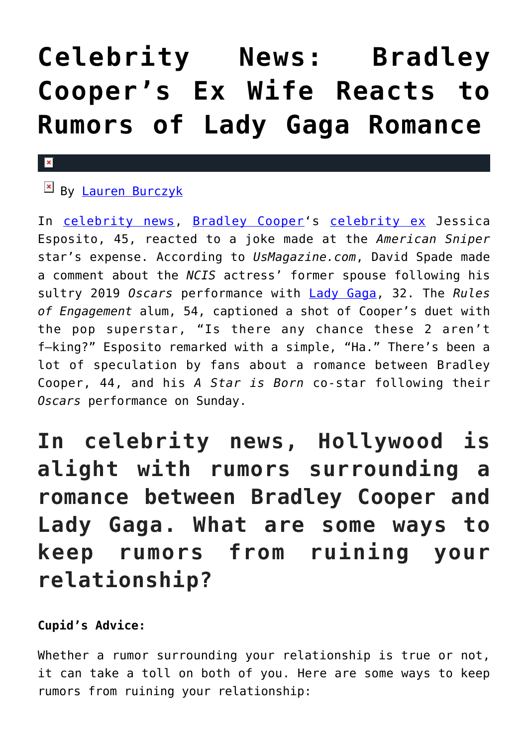# Celebrity News: Bradley Cooper's Ex Wife Reacts to Rumors of Lady Gaga Romance

By Lauren Burczyk

In celebrity news, Bradley Cooper's celebrity ex Jessica Esposito, 45, reacted to a joke made at the *American Sniper* star's expense. According to *UsMagazine.com*, David Spade made a comment about the *NCIS* actress' former spouse following his sultry 2019 *Oscars* performance with Lady Gaga, 32. The *Rules of Engagement* alum, 54, captioned a shot of Cooper's duet with the pop superstar, "Is there any chance these 2 aren't f–king?" Esposito remarked with a simple, "Ha." There's been a lot of speculation by fans about a romance between Bradley Cooper, 44, and his *A Star is Born* co-star following their *Oscars* performance on Sunday.

## In celebrity news, Hollywood is alight with rumors surrounding a romance between Bradley Cooper and Lady Gaga. What are some ways to keep rumors from ruining your relationship?

**Cupid's Advice:**

Whether a rumor surrounding your relationship is true or not, it can take a toll on both of you. Here are some ways to keep rumors from ruining your relationship: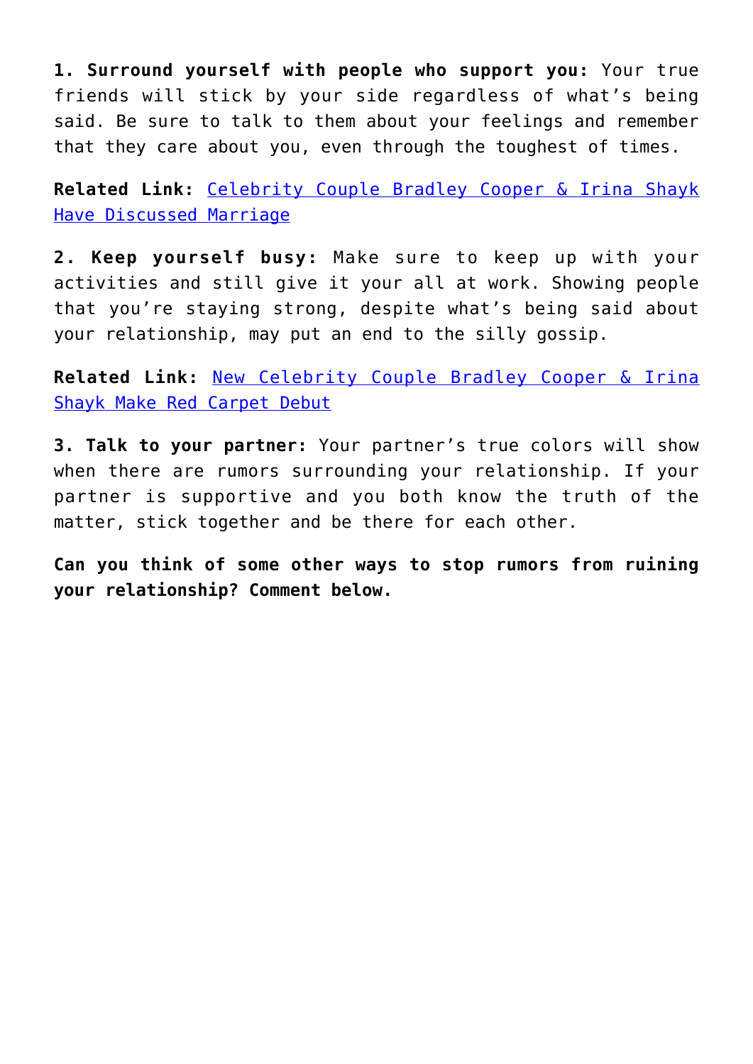**1. Surround yourself with people who support you:** Your true friends will stick by your side regardless of what's being said. Be sure to talk to them about your feelings and remember that they care about you, even through the toughest of times.

**Related Link:** [Celebrity Couple Bradley Cooper & Irina Shayk Have Discussed Marriage]()

**2. Keep yourself busy:** Make sure to keep up with your activities and still give it your all at work. Showing people that you're staying strong, despite what's being said about your relationship, may put an end to the silly gossip.

**Related Link:** [New Celebrity Couple Bradley Cooper & Irina Shayk Make Red Carpet Debut]()

**3. Talk to your partner:** Your partner's true colors will show when there are rumors surrounding your relationship. If your partner is supportive and you both know the truth of the matter, stick together and be there for each other.

**Can you think of some other ways to stop rumors from ruining your relationship? Comment below.**